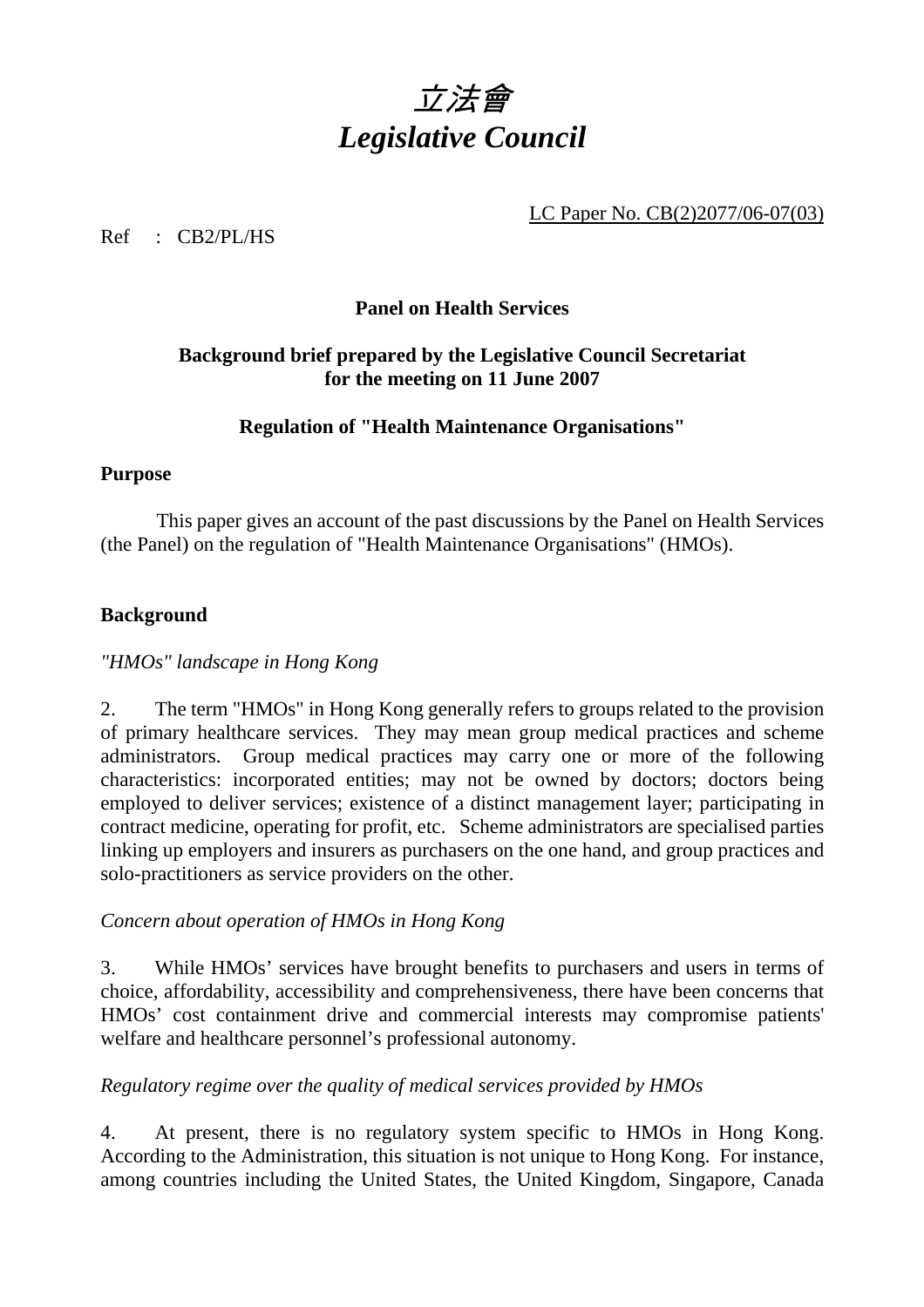# *立法會*
# *Legislative Council*

LC Paper No. CB(2)2077/06-07(03)

Ref : CB2/PL/HS

**Panel on Health Services**

**Background brief prepared by the Legislative Council Secretariat for the meeting on 11 June 2007**

**Regulation of "Health Maintenance Organisations"**

**Purpose**

This paper gives an account of the past discussions by the Panel on Health Services (the Panel) on the regulation of "Health Maintenance Organisations" (HMOs).

**Background**

*"HMOs" landscape in Hong Kong*

2. The term "HMOs" in Hong Kong generally refers to groups related to the provision of primary healthcare services. They may mean group medical practices and scheme administrators. Group medical practices may carry one or more of the following characteristics: incorporated entities; may not be owned by doctors; doctors being employed to deliver services; existence of a distinct management layer; participating in contract medicine, operating for profit, etc. Scheme administrators are specialised parties linking up employers and insurers as purchasers on the one hand, and group practices and solo-practitioners as service providers on the other.

*Concern about operation of HMOs in Hong Kong*

3. While HMOs' services have brought benefits to purchasers and users in terms of choice, affordability, accessibility and comprehensiveness, there have been concerns that HMOs' cost containment drive and commercial interests may compromise patients' welfare and healthcare personnel's professional autonomy.

*Regulatory regime over the quality of medical services provided by HMOs*

4. At present, there is no regulatory system specific to HMOs in Hong Kong. According to the Administration, this situation is not unique to Hong Kong. For instance, among countries including the United States, the United Kingdom, Singapore, Canada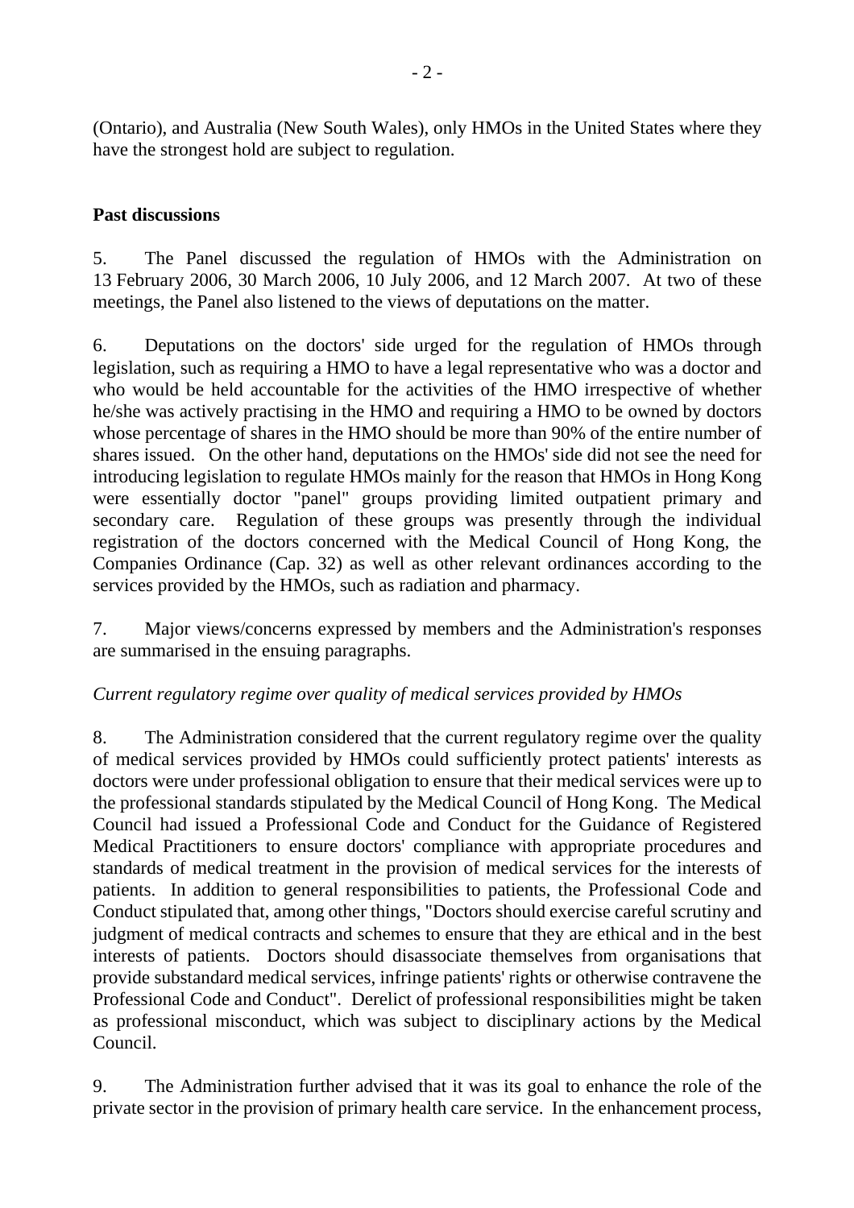(Ontario), and Australia (New South Wales), only HMOs in the United States where they have the strongest hold are subject to regulation.

**Past discussions**

5. The Panel discussed the regulation of HMOs with the Administration on 13 February 2006, 30 March 2006, 10 July 2006, and 12 March 2007. At two of these meetings, the Panel also listened to the views of deputations on the matter.

6. Deputations on the doctors' side urged for the regulation of HMOs through legislation, such as requiring a HMO to have a legal representative who was a doctor and who would be held accountable for the activities of the HMO irrespective of whether he/she was actively practising in the HMO and requiring a HMO to be owned by doctors whose percentage of shares in the HMO should be more than 90% of the entire number of shares issued. On the other hand, deputations on the HMOs' side did not see the need for introducing legislation to regulate HMOs mainly for the reason that HMOs in Hong Kong were essentially doctor "panel" groups providing limited outpatient primary and secondary care. Regulation of these groups was presently through the individual registration of the doctors concerned with the Medical Council of Hong Kong, the Companies Ordinance (Cap. 32) as well as other relevant ordinances according to the services provided by the HMOs, such as radiation and pharmacy.

7. Major views/concerns expressed by members and the Administration's responses are summarised in the ensuing paragraphs.

*Current regulatory regime over quality of medical services provided by HMOs*

8. The Administration considered that the current regulatory regime over the quality of medical services provided by HMOs could sufficiently protect patients' interests as doctors were under professional obligation to ensure that their medical services were up to the professional standards stipulated by the Medical Council of Hong Kong. The Medical Council had issued a Professional Code and Conduct for the Guidance of Registered Medical Practitioners to ensure doctors' compliance with appropriate procedures and standards of medical treatment in the provision of medical services for the interests of patients. In addition to general responsibilities to patients, the Professional Code and Conduct stipulated that, among other things, "Doctors should exercise careful scrutiny and judgment of medical contracts and schemes to ensure that they are ethical and in the best interests of patients. Doctors should disassociate themselves from organisations that provide substandard medical services, infringe patients' rights or otherwise contravene the Professional Code and Conduct". Derelict of professional responsibilities might be taken as professional misconduct, which was subject to disciplinary actions by the Medical Council.

9. The Administration further advised that it was its goal to enhance the role of the private sector in the provision of primary health care service. In the enhancement process,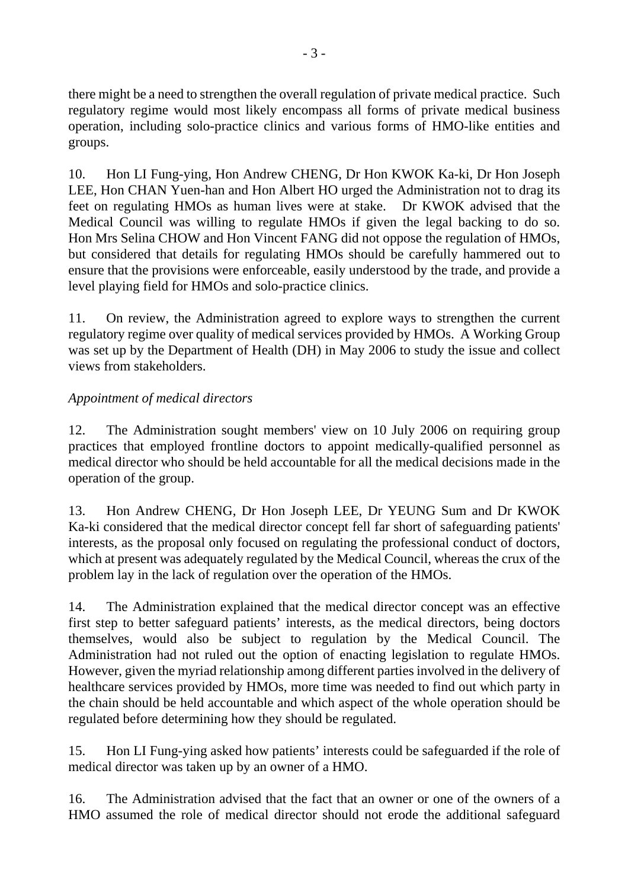there might be a need to strengthen the overall regulation of private medical practice. Such regulatory regime would most likely encompass all forms of private medical business operation, including solo-practice clinics and various forms of HMO-like entities and groups.

10. Hon LI Fung-ying, Hon Andrew CHENG, Dr Hon KWOK Ka-ki, Dr Hon Joseph LEE, Hon CHAN Yuen-han and Hon Albert HO urged the Administration not to drag its feet on regulating HMOs as human lives were at stake. Dr KWOK advised that the Medical Council was willing to regulate HMOs if given the legal backing to do so. Hon Mrs Selina CHOW and Hon Vincent FANG did not oppose the regulation of HMOs, but considered that details for regulating HMOs should be carefully hammered out to ensure that the provisions were enforceable, easily understood by the trade, and provide a level playing field for HMOs and solo-practice clinics.

11. On review, the Administration agreed to explore ways to strengthen the current regulatory regime over quality of medical services provided by HMOs. A Working Group was set up by the Department of Health (DH) in May 2006 to study the issue and collect views from stakeholders.

*Appointment of medical directors*

12. The Administration sought members' view on 10 July 2006 on requiring group practices that employed frontline doctors to appoint medically-qualified personnel as medical director who should be held accountable for all the medical decisions made in the operation of the group.

13. Hon Andrew CHENG, Dr Hon Joseph LEE, Dr YEUNG Sum and Dr KWOK Ka-ki considered that the medical director concept fell far short of safeguarding patients' interests, as the proposal only focused on regulating the professional conduct of doctors, which at present was adequately regulated by the Medical Council, whereas the crux of the problem lay in the lack of regulation over the operation of the HMOs.

14. The Administration explained that the medical director concept was an effective first step to better safeguard patients' interests, as the medical directors, being doctors themselves, would also be subject to regulation by the Medical Council. The Administration had not ruled out the option of enacting legislation to regulate HMOs. However, given the myriad relationship among different parties involved in the delivery of healthcare services provided by HMOs, more time was needed to find out which party in the chain should be held accountable and which aspect of the whole operation should be regulated before determining how they should be regulated.

15. Hon LI Fung-ying asked how patients' interests could be safeguarded if the role of medical director was taken up by an owner of a HMO.

16. The Administration advised that the fact that an owner or one of the owners of a HMO assumed the role of medical director should not erode the additional safeguard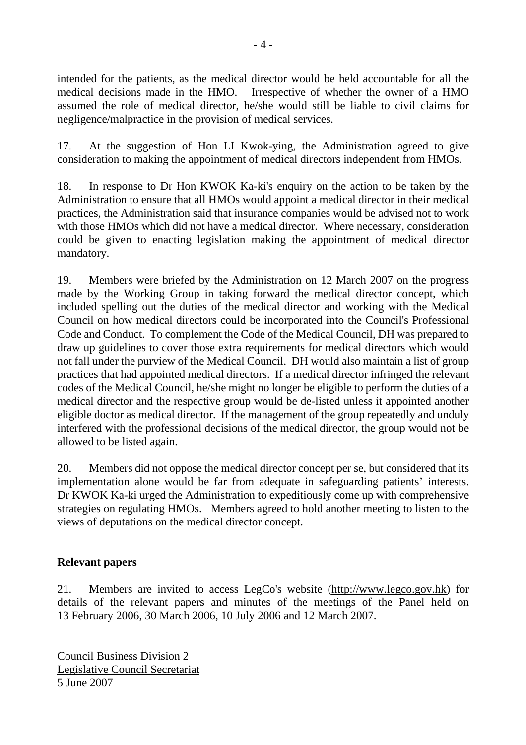intended for the patients, as the medical director would be held accountable for all the medical decisions made in the HMO. Irrespective of whether the owner of a HMO assumed the role of medical director, he/she would still be liable to civil claims for negligence/malpractice in the provision of medical services.

17. At the suggestion of Hon LI Kwok-ying, the Administration agreed to give consideration to making the appointment of medical directors independent from HMOs.

18. In response to Dr Hon KWOK Ka-ki's enquiry on the action to be taken by the Administration to ensure that all HMOs would appoint a medical director in their medical practices, the Administration said that insurance companies would be advised not to work with those HMOs which did not have a medical director. Where necessary, consideration could be given to enacting legislation making the appointment of medical director mandatory.

19. Members were briefed by the Administration on 12 March 2007 on the progress made by the Working Group in taking forward the medical director concept, which included spelling out the duties of the medical director and working with the Medical Council on how medical directors could be incorporated into the Council's Professional Code and Conduct. To complement the Code of the Medical Council, DH was prepared to draw up guidelines to cover those extra requirements for medical directors which would not fall under the purview of the Medical Council. DH would also maintain a list of group practices that had appointed medical directors. If a medical director infringed the relevant codes of the Medical Council, he/she might no longer be eligible to perform the duties of a medical director and the respective group would be de-listed unless it appointed another eligible doctor as medical director. If the management of the group repeatedly and unduly interfered with the professional decisions of the medical director, the group would not be allowed to be listed again.

20. Members did not oppose the medical director concept per se, but considered that its implementation alone would be far from adequate in safeguarding patients' interests. Dr KWOK Ka-ki urged the Administration to expeditiously come up with comprehensive strategies on regulating HMOs. Members agreed to hold another meeting to listen to the views of deputations on the medical director concept.

**Relevant papers**

21. Members are invited to access LegCo's website (http://www.legco.gov.hk) for details of the relevant papers and minutes of the meetings of the Panel held on 13 February 2006, 30 March 2006, 10 July 2006 and 12 March 2007.

Council Business Division 2
Legislative Council Secretariat
5 June 2007